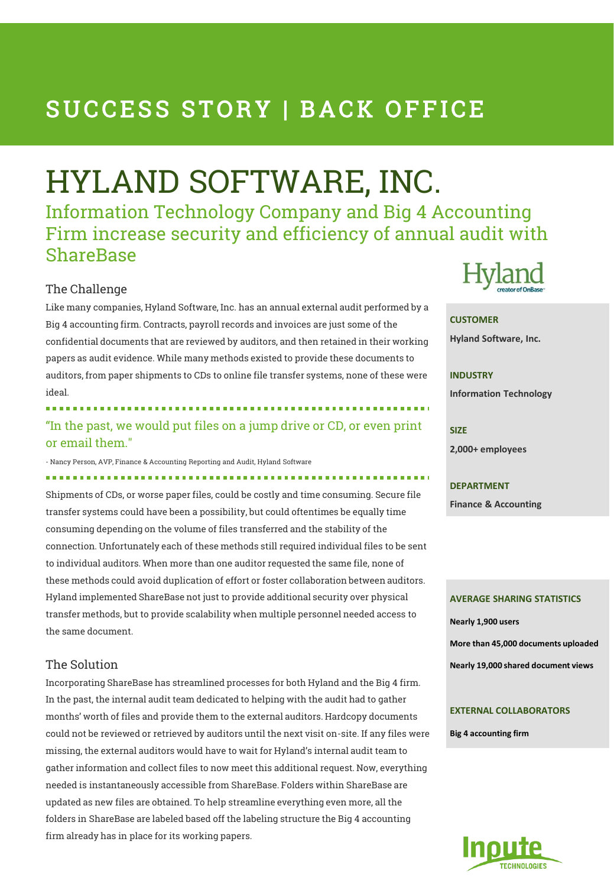# SUCCESS STORY | BACK OFFICE

# HYLAND SOFTWARE, INC.

## Information Technology Company and Big 4 Accounting Firm increase security and efficiency of annual audit with ShareBase

### The Challenge

Like many companies, Hyland Software, Inc. has an annual external audit performed by a Big 4 accounting firm. Contracts, payroll records and invoices are just some of the confidential documents that are reviewed by auditors, and then retained in their working papers as audit evidence. While many methods existed to provide these documents to auditors, from paper shipments to CDs to online file transfer systems, none of these were ideal.

> "In the past, we would put files on a jump drive or CD, or even print or email them."
>
> - Nancy Person, AVP, Finance & Accounting Reporting and Audit, Hyland Software

Shipments of CDs, or worse paper files, could be costly and time consuming. Secure file transfer systems could have been a possibility, but could oftentimes be equally time consuming depending on the volume of files transferred and the stability of the connection. Unfortunately each of these methods still required individual files to be sent to individual auditors. When more than one auditor requested the same file, none of these methods could avoid duplication of effort or foster collaboration between auditors. Hyland implemented ShareBase not just to provide additional security over physical transfer methods, but to provide scalability when multiple personnel needed access to the same document.

### The Solution

Incorporating ShareBase has streamlined processes for both Hyland and the Big 4 firm. In the past, the internal audit team dedicated to helping with the audit had to gather months' worth of files and provide them to the external auditors. Hardcopy documents could not be reviewed or retrieved by auditors until the next visit on-site. If any files were missing, the external auditors would have to wait for Hyland's internal audit team to gather information and collect files to now meet this additional request. Now, everything needed is instantaneously accessible from ShareBase. Folders within ShareBase are updated as new files are obtained. To help streamline everything even more, all the folders in ShareBase are labeled based off the labeling structure the Big 4 accounting firm already has in place for its working papers.

Hyland creator of OnBase

**CUSTOMER**
**Hyland Software, Inc.**

**INDUSTRY**
**Information Technology**

**SIZE**
**2,000+ employees**

**DEPARTMENT**
**Finance & Accounting**

**AVERAGE SHARING STATISTICS**

**Nearly 1,900 users**

**More than 45,000 documents uploaded**

**Nearly 19,000 shared document views**

**EXTERNAL COLLABORATORS**

**Big 4 accounting firm**

Inpute TECHNOLOGIES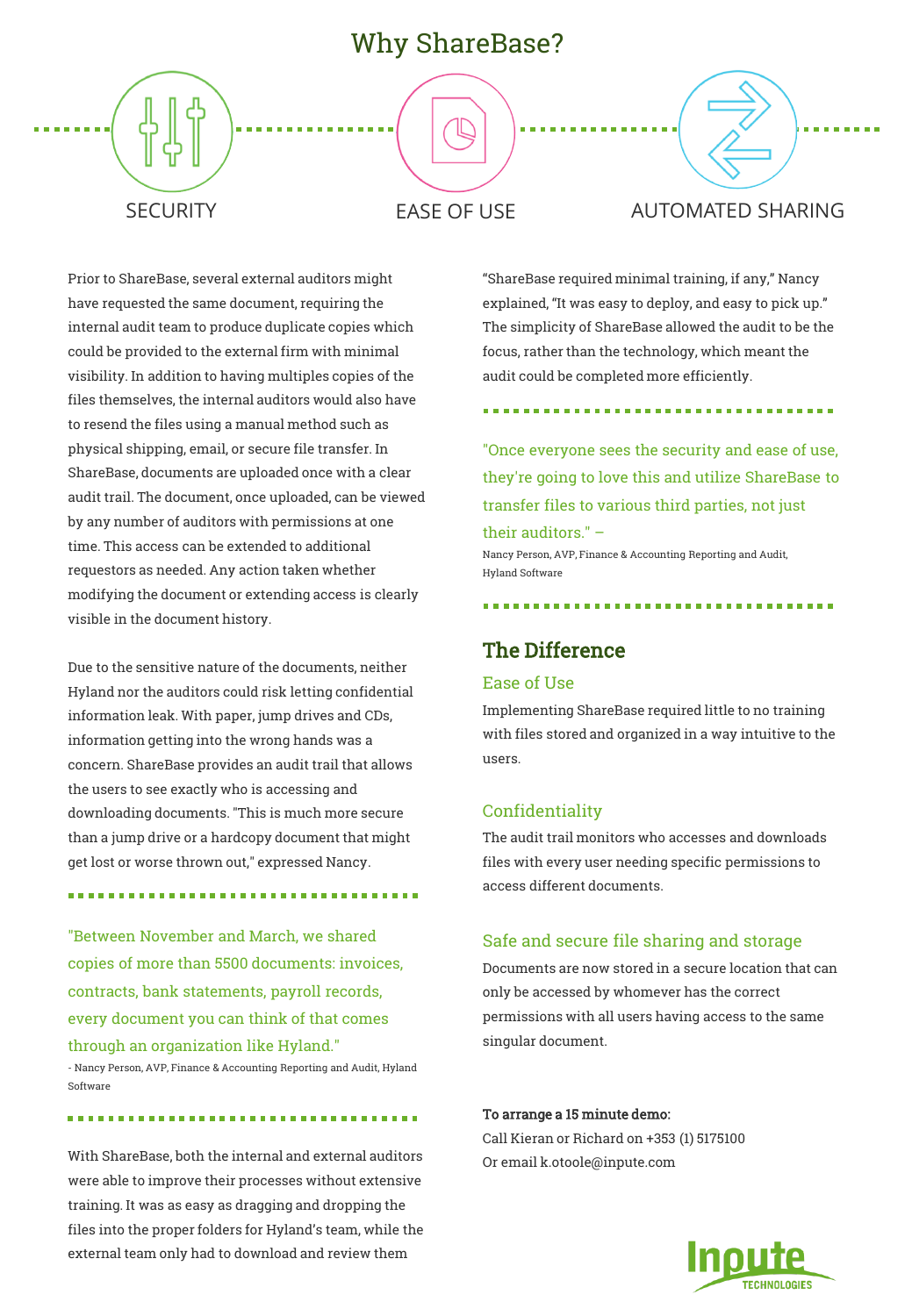# Why ShareBase?

SECURITY

EASE OF USE

AUTOMATED SHARING

Prior to ShareBase, several external auditors might have requested the same document, requiring the internal audit team to produce duplicate copies which could be provided to the external firm with minimal visibility. In addition to having multiples copies of the files themselves, the internal auditors would also have to resend the files using a manual method such as physical shipping, email, or secure file transfer. In ShareBase, documents are uploaded once with a clear audit trail. The document, once uploaded, can be viewed by any number of auditors with permissions at one time. This access can be extended to additional requestors as needed. Any action taken whether modifying the document or extending access is clearly visible in the document history.

Due to the sensitive nature of the documents, neither Hyland nor the auditors could risk letting confidential information leak. With paper, jump drives and CDs, information getting into the wrong hands was a concern. ShareBase provides an audit trail that allows the users to see exactly who is accessing and downloading documents. "This is much more secure than a jump drive or a hardcopy document that might get lost or worse thrown out," expressed Nancy.

"Between November and March, we shared copies of more than 5500 documents: invoices, contracts, bank statements, payroll records, every document you can think of that comes through an organization like Hyland."

- Nancy Person, AVP, Finance & Accounting Reporting and Audit, Hyland Software

With ShareBase, both the internal and external auditors were able to improve their processes without extensive training. It was as easy as dragging and dropping the files into the proper folders for Hyland's team, while the external team only had to download and review them

"ShareBase required minimal training, if any," Nancy explained, "It was easy to deploy, and easy to pick up." The simplicity of ShareBase allowed the audit to be the focus, rather than the technology, which meant the audit could be completed more efficiently.

"Once everyone sees the security and ease of use, they're going to love this and utilize ShareBase to transfer files to various third parties, not just their auditors." –

Nancy Person, AVP, Finance & Accounting Reporting and Audit, Hyland Software

## The Difference

### Ease of Use

Implementing ShareBase required little to no training with files stored and organized in a way intuitive to the users.

### Confidentiality

The audit trail monitors who accesses and downloads files with every user needing specific permissions to access different documents.

### Safe and secure file sharing and storage

Documents are now stored in a secure location that can only be accessed by whomever has the correct permissions with all users having access to the same singular document.

**To arrange a 15 minute demo:**
Call Kieran or Richard on +353 (1) 5175100
Or email k.otoole@inpute.com

Inpute TECHNOLOGIES